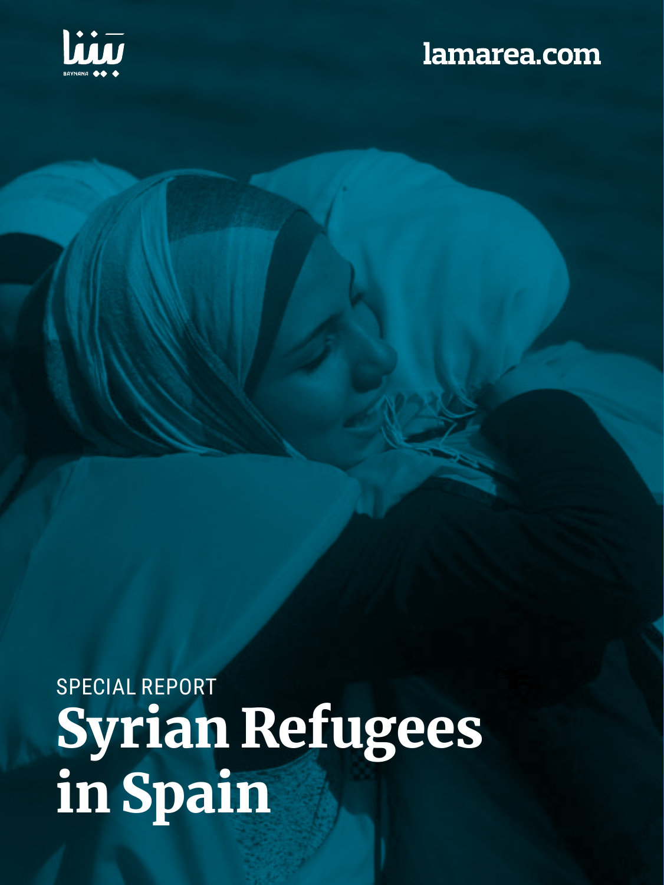بيننا

BAYNANA

lamarea.com

SPECIAL REPORT

# Syrian Refugees in Spain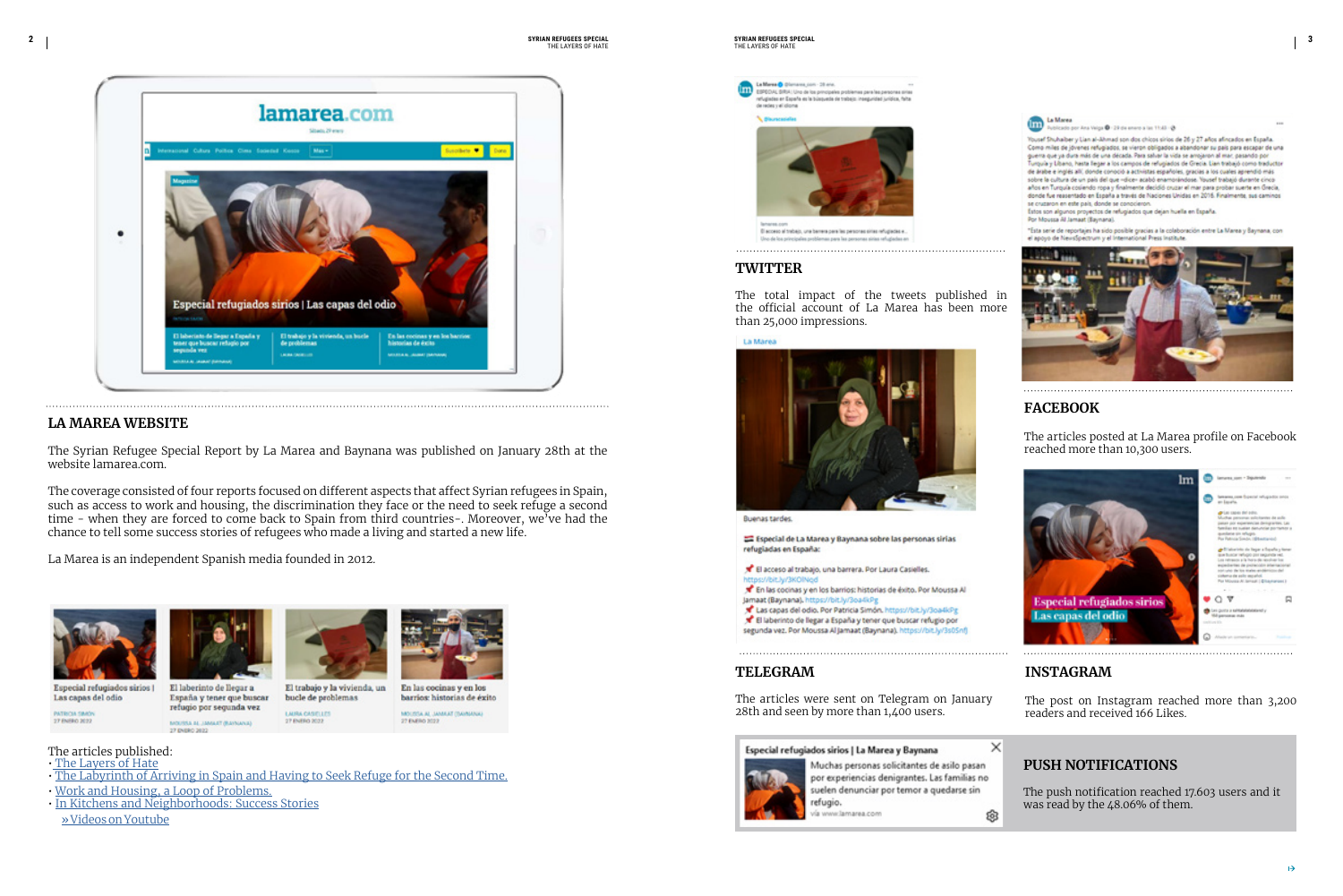## LA MAREA WEBSITE

The Syrian Refugee Special Report by La Marea and Baynana was published on January 28th at the website lamarea.com.

The coverage consisted of four reports focused on different aspects that affect Syrian refugees in Spain, such as access to work and housing, the discrimination that they face or the need to seek refuge a second time - when they are forced to come back to Spain from third countries-. Moreover, we've had the chance to tell some success stories of refugees who made a living and started a new life.

La Marea is an independent Spanish media founded in 2012.

The articles published:

- The Layers of Hate
- The Labyrinth of Arriving in Spain and Having to Seek Refuge for the Second Time.
- Work and Housing, a Loop of Problems.
- In Kitchens and Neighborhoods: Success Stories

» Videos on Youtube

## TWITTER

The total impact of the tweets published in the official account of La Marea has been more than 25,000 impressions.

## TELEGRAM

The articles were sent on Telegram on January 28th and seen by more than 1,400 users.

## FACEBOOK

The articles posted at La Marea profile on Facebook reached more than 10,300 users.

## INSTAGRAM

The post on Instagram reached more than 3,200 readers and received 166 Likes.

## PUSH NOTIFICATIONS

The push notification reached 17.603 users and it was read by the 48.06% of them.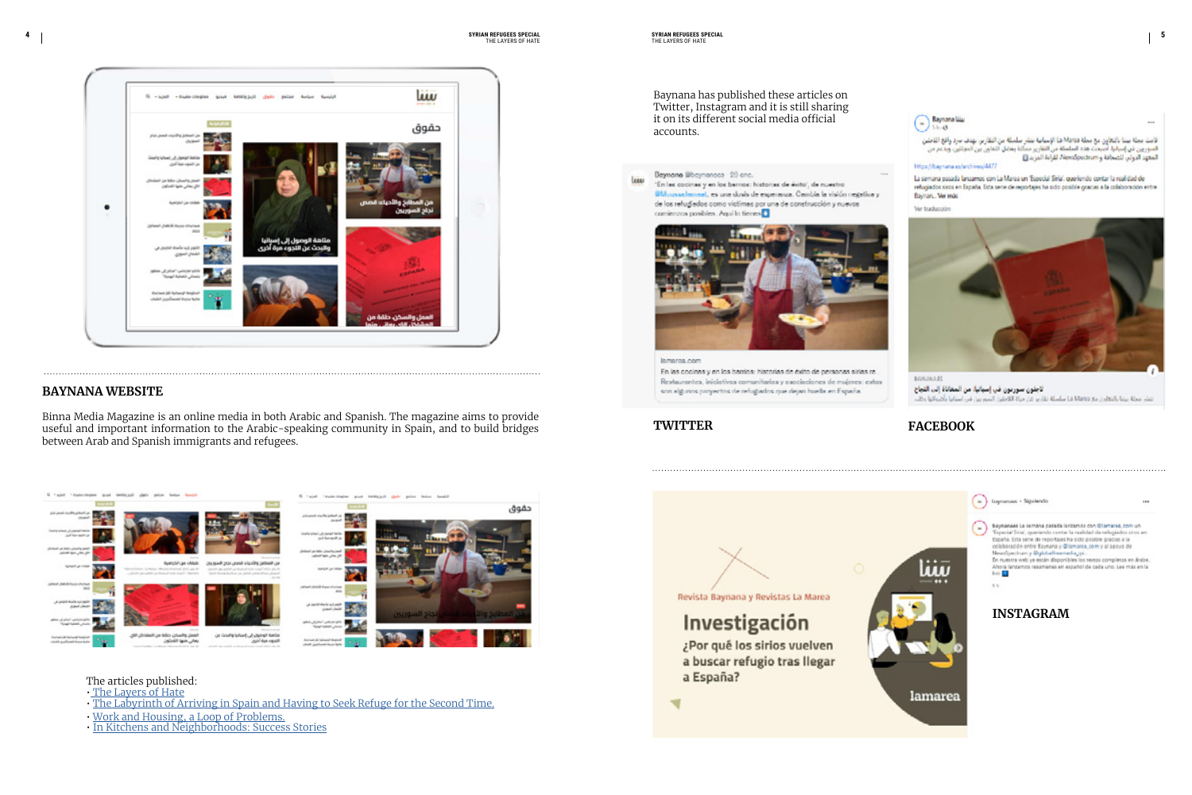## BAYNANA WEBSITE

Binna Media Magazine is an online media in both Arabic and Spanish. The magazine aims to provide useful and important information to the Arabic-speaking community in Spain, and to build bridges between Arab and Spanish immigrants and refugees.

The articles published:

- The Layers of Hate
- The Labyrinth of Arriving in Spain and Having to Seek Refuge for the Second Time.
- Work and Housing, a Loop of Problems.
- In Kitchens and Neighborhoods: Success Stories

Baynana has published these articles on Twitter, Instagram and it is still sharing it on its different social media official accounts.

**TWITTER**

**FACEBOOK**

**INSTAGRAM**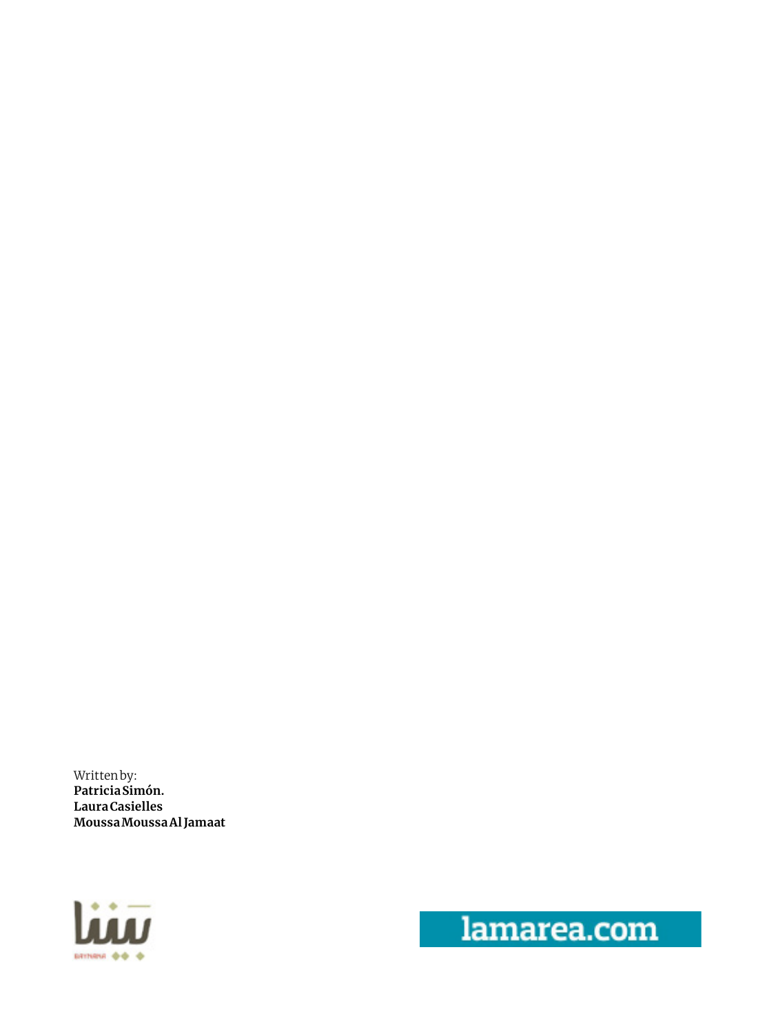Written by:
**Patricia Simón.**
**Laura Casielles**
**Moussa Moussa Al Jamaat**

lamarea.com